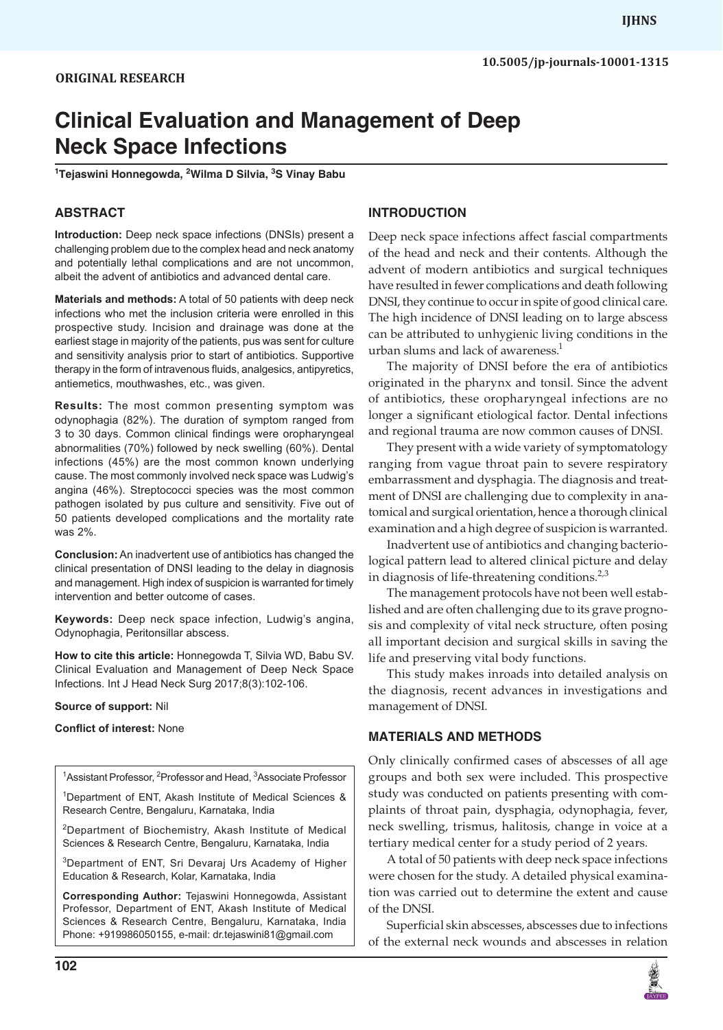ORIGINAL RESEARCH

10.5005/jp-journals-10001-1315

# Clinical Evaluation and Management of Deep Neck Space Infections

[1]Tejaswini Honnegowda, [2]Wilma D Silvia, [3]S Vinay Babu

## ABSTRACT

**Introduction:** Deep neck space infections (DNSIs) present a challenging problem due to the complex head and neck anatomy and potentially lethal complications and are not uncommon, albeit the advent of antibiotics and advanced dental care.

**Materials and methods:** A total of 50 patients with deep neck infections who met the inclusion criteria were enrolled in this prospective study. Incision and drainage was done at the earliest stage in majority of the patients, pus was sent for culture and sensitivity analysis prior to start of antibiotics. Supportive therapy in the form of intravenous fluids, analgesics, antipyretics, antiemetics, mouthwashes, etc., was given.

**Results:** The most common presenting symptom was odynophagia (82%). The duration of symptom ranged from 3 to 30 days. Common clinical findings were oropharyngeal abnormalities (70%) followed by neck swelling (60%). Dental infections (45%) are the most common known underlying cause. The most commonly involved neck space was Ludwig's angina (46%). Streptococci species was the most common pathogen isolated by pus culture and sensitivity. Five out of 50 patients developed complications and the mortality rate was 2%.

**Conclusion:** An inadvertent use of antibiotics has changed the clinical presentation of DNSI leading to the delay in diagnosis and management. High index of suspicion is warranted for timely intervention and better outcome of cases.

**Keywords:** Deep neck space infection, Ludwig's angina, Odynophagia, Peritonsillar abscess.

**How to cite this article:** Honnegowda T, Silvia WD, Babu SV. Clinical Evaluation and Management of Deep Neck Space Infections. Int J Head Neck Surg 2017;8(3):102-106.

**Source of support:** Nil

**Conflict of interest:** None

[1]Assistant Professor, [2]Professor and Head, [3]Associate Professor

[1]Department of ENT, Akash Institute of Medical Sciences & Research Centre, Bengaluru, Karnataka, India

[2]Department of Biochemistry, Akash Institute of Medical Sciences & Research Centre, Bengaluru, Karnataka, India

[3]Department of ENT, Sri Devaraj Urs Academy of Higher Education & Research, Kolar, Karnataka, India

**Corresponding Author:** Tejaswini Honnegowda, Assistant Professor, Department of ENT, Akash Institute of Medical Sciences & Research Centre, Bengaluru, Karnataka, India Phone: +919986050155, e-mail: dr.tejaswini81@gmail.com

## INTRODUCTION

Deep neck space infections affect fascial compartments of the head and neck and their contents. Although the advent of modern antibiotics and surgical techniques have resulted in fewer complications and death following DNSI, they continue to occur in spite of good clinical care. The high incidence of DNSI leading on to large abscess can be attributed to unhygienic living conditions in the urban slums and lack of awareness.[1]

The majority of DNSI before the era of antibiotics originated in the pharynx and tonsil. Since the advent of antibiotics, these oropharyngeal infections are no longer a significant etiological factor. Dental infections and regional trauma are now common causes of DNSI.

They present with a wide variety of symptomatology ranging from vague throat pain to severe respiratory embarrassment and dysphagia. The diagnosis and treatment of DNSI are challenging due to complexity in anatomical and surgical orientation, hence a thorough clinical examination and a high degree of suspicion is warranted.

Inadvertent use of antibiotics and changing bacteriological pattern lead to altered clinical picture and delay in diagnosis of life-threatening conditions.[2,3]

The management protocols have not been well established and are often challenging due to its grave prognosis and complexity of vital neck structure, often posing all important decision and surgical skills in saving the life and preserving vital body functions.

This study makes inroads into detailed analysis on the diagnosis, recent advances in investigations and management of DNSI.

## MATERIALS AND METHODS

Only clinically confirmed cases of abscesses of all age groups and both sex were included. This prospective study was conducted on patients presenting with complaints of throat pain, dysphagia, odynophagia, fever, neck swelling, trismus, halitosis, change in voice at a tertiary medical center for a study period of 2 years.

A total of 50 patients with deep neck space infections were chosen for the study. A detailed physical examination was carried out to determine the extent and cause of the DNSI.

Superficial skin abscesses, abscesses due to infections of the external neck wounds and abscesses in relation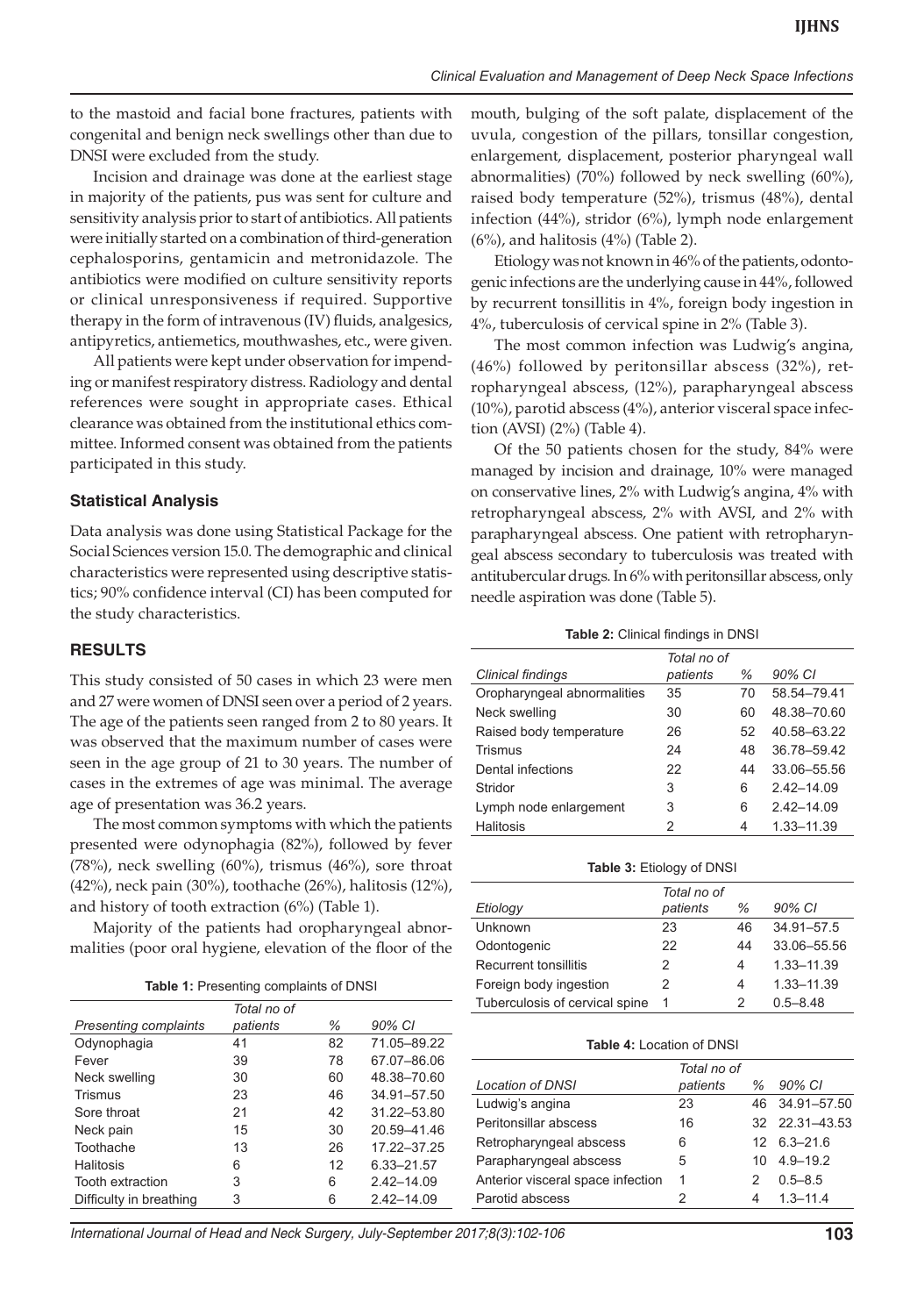to the mastoid and facial bone fractures, patients with congenital and benign neck swellings other than due to DNSI were excluded from the study.

Incision and drainage was done at the earliest stage in majority of the patients, pus was sent for culture and sensitivity analysis prior to start of antibiotics. All patients were initially started on a combination of third-generation cephalosporins, gentamicin and metronidazole. The antibiotics were modified on culture sensitivity reports or clinical unresponsiveness if required. Supportive therapy in the form of intravenous (IV) fluids, analgesics, antipyretics, antiemetics, mouthwashes, etc., were given.

All patients were kept under observation for impending or manifest respiratory distress. Radiology and dental references were sought in appropriate cases. Ethical clearance was obtained from the institutional ethics committee. Informed consent was obtained from the patients participated in this study.

### Statistical Analysis

Data analysis was done using Statistical Package for the Social Sciences version 15.0. The demographic and clinical characteristics were represented using descriptive statistics; 90% confidence interval (CI) has been computed for the study characteristics.

## RESULTS

This study consisted of 50 cases in which 23 were men and 27 were women of DNSI seen over a period of 2 years. The age of the patients seen ranged from 2 to 80 years. It was observed that the maximum number of cases were seen in the age group of 21 to 30 years. The number of cases in the extremes of age was minimal. The average age of presentation was 36.2 years.

The most common symptoms with which the patients presented were odynophagia (82%), followed by fever (78%), neck swelling (60%), trismus (46%), sore throat (42%), neck pain (30%), toothache (26%), halitosis (12%), and history of tooth extraction (6%) (Table 1).

Majority of the patients had oropharyngeal abnormalities (poor oral hygiene, elevation of the floor of the mouth, bulging of the soft palate, displacement of the uvula, congestion of the pillars, tonsillar congestion, enlargement, displacement, posterior pharyngeal wall abnormalities) (70%) followed by neck swelling (60%), raised body temperature (52%), trismus (48%), dental infection (44%), stridor (6%), lymph node enlargement (6%), and halitosis (4%) (Table 2).

Etiology was not known in 46% of the patients, odontogenic infections are the underlying cause in 44%, followed by recurrent tonsillitis in 4%, foreign body ingestion in 4%, tuberculosis of cervical spine in 2% (Table 3).

The most common infection was Ludwig's angina, (46%) followed by peritonsillar abscess (32%), retropharyngeal abscess, (12%), parapharyngeal abscess (10%), parotid abscess (4%), anterior visceral space infection (AVSI) (2%) (Table 4).

Of the 50 patients chosen for the study, 84% were managed by incision and drainage, 10% were managed on conservative lines, 2% with Ludwig's angina, 4% with retropharyngeal abscess, 2% with AVSI, and 2% with parapharyngeal abscess. One patient with retropharyngeal abscess secondary to tuberculosis was treated with antitubercular drugs. In 6% with peritonsillar abscess, only needle aspiration was done (Table 5).

**Table 1:** Presenting complaints of DNSI

| *Presenting complaints* | *Total no of patients* | *%* | *90% CI* |
|---|---|---|---|
| Odynophagia | 41 | 82 | 71.05–89.22 |
| Fever | 39 | 78 | 67.07–86.06 |
| Neck swelling | 30 | 60 | 48.38–70.60 |
| Trismus | 23 | 46 | 34.91–57.50 |
| Sore throat | 21 | 42 | 31.22–53.80 |
| Neck pain | 15 | 30 | 20.59–41.46 |
| Toothache | 13 | 26 | 17.22–37.25 |
| Halitosis | 6 | 12 | 6.33–21.57 |
| Tooth extraction | 3 | 6 | 2.42–14.09 |
| Difficulty in breathing | 3 | 6 | 2.42–14.09 |

**Table 2:** Clinical findings in DNSI

| *Clinical findings* | *Total no of patients* | *%* | *90% CI* |
|---|---|---|---|
| Oropharyngeal abnormalities | 35 | 70 | 58.54–79.41 |
| Neck swelling | 30 | 60 | 48.38–70.60 |
| Raised body temperature | 26 | 52 | 40.58–63.22 |
| Trismus | 24 | 48 | 36.78–59.42 |
| Dental infections | 22 | 44 | 33.06–55.56 |
| Stridor | 3 | 6 | 2.42–14.09 |
| Lymph node enlargement | 3 | 6 | 2.42–14.09 |
| Halitosis | 2 | 4 | 1.33–11.39 |

**Table 3:** Etiology of DNSI

| *Etiology* | *Total no of patients* | *%* | *90% CI* |
|---|---|---|---|
| Unknown | 23 | 46 | 34.91–57.5 |
| Odontogenic | 22 | 44 | 33.06–55.56 |
| Recurrent tonsillitis | 2 | 4 | 1.33–11.39 |
| Foreign body ingestion | 2 | 4 | 1.33–11.39 |
| Tuberculosis of cervical spine | 1 | 2 | 0.5–8.48 |

**Table 4:** Location of DNSI

| *Location of DNSI* | *Total no of patients* | *%* | *90% CI* |
|---|---|---|---|
| Ludwig's angina | 23 | 46 | 34.91–57.50 |
| Peritonsillar abscess | 16 | 32 | 22.31–43.53 |
| Retropharyngeal abscess | 6 | 12 | 6.3–21.6 |
| Parapharyngeal abscess | 5 | 10 | 4.9–19.2 |
| Anterior visceral space infection | 1 | 2 | 0.5–8.5 |
| Parotid abscess | 2 | 4 | 1.3–11.4 |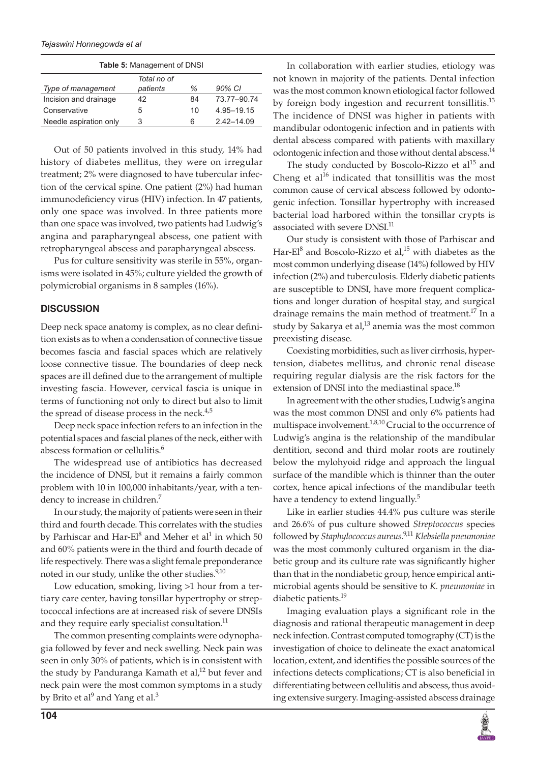**Table 5:** Management of DNSI

| Type of management | Total no of patients | % | 90% CI |
|---|---|---|---|
| Incision and drainage | 42 | 84 | 73.77–90.74 |
| Conservative | 5 | 10 | 4.95–19.15 |
| Needle aspiration only | 3 | 6 | 2.42–14.09 |

Out of 50 patients involved in this study, 14% had history of diabetes mellitus, they were on irregular treatment; 2% were diagnosed to have tubercular infection of the cervical spine. One patient (2%) had human immunodeficiency virus (HIV) infection. In 47 patients, only one space was involved. In three patients more than one space was involved, two patients had Ludwig's angina and parapharyngeal abscess, one patient with retropharyngeal abscess and parapharyngeal abscess.

Pus for culture sensitivity was sterile in 55%, organisms were isolated in 45%; culture yielded the growth of polymicrobial organisms in 8 samples (16%).

## DISCUSSION

Deep neck space anatomy is complex, as no clear definition exists as to when a condensation of connective tissue becomes fascia and fascial spaces which are relatively loose connective tissue. The boundaries of deep neck spaces are ill defined due to the arrangement of multiple investing fascia. However, cervical fascia is unique in terms of functioning not only to direct but also to limit the spread of disease process in the neck.[4,5]

Deep neck space infection refers to an infection in the potential spaces and fascial planes of the neck, either with abscess formation or cellulitis.[6]

The widespread use of antibiotics has decreased the incidence of DNSI, but it remains a fairly common problem with 10 in 100,000 inhabitants/year, with a tendency to increase in children.[7]

In our study, the majority of patients were seen in their third and fourth decade. This correlates with the studies by Parhiscar and Har-El[8] and Meher et al[1] in which 50 and 60% patients were in the third and fourth decade of life respectively. There was a slight female preponderance noted in our study, unlike the other studies.[9,10]

Low education, smoking, living >1 hour from a tertiary care center, having tonsillar hypertrophy or streptococcal infections are at increased risk of severe DNSIs and they require early specialist consultation.[11]

The common presenting complaints were odynophagia followed by fever and neck swelling. Neck pain was seen in only 30% of patients, which is in consistent with the study by Panduranga Kamath et al,[12] but fever and neck pain were the most common symptoms in a study by Brito et al[9] and Yang et al.[3]

In collaboration with earlier studies, etiology was not known in majority of the patients. Dental infection was the most common known etiological factor followed by foreign body ingestion and recurrent tonsillitis.[13] The incidence of DNSI was higher in patients with mandibular odontogenic infection and in patients with dental abscess compared with patients with maxillary odontogenic infection and those without dental abscess.[14]

The study conducted by Boscolo-Rizzo et al[15] and Cheng et al[16] indicated that tonsillitis was the most common cause of cervical abscess followed by odontogenic infection. Tonsillar hypertrophy with increased bacterial load harbored within the tonsillar crypts is associated with severe DNSI.[11]

Our study is consistent with those of Parhiscar and Har-El[8] and Boscolo-Rizzo et al,[15] with diabetes as the most common underlying disease (14%) followed by HIV infection (2%) and tuberculosis. Elderly diabetic patients are susceptible to DNSI, have more frequent complications and longer duration of hospital stay, and surgical drainage remains the main method of treatment.[17] In a study by Sakarya et al,[13] anemia was the most common preexisting disease.

Coexisting morbidities, such as liver cirrhosis, hypertension, diabetes mellitus, and chronic renal disease requiring regular dialysis are the risk factors for the extension of DNSI into the mediastinal space.[18]

In agreement with the other studies, Ludwig's angina was the most common DNSI and only 6% patients had multispace involvement.[1,8,10] Crucial to the occurrence of Ludwig's angina is the relationship of the mandibular dentition, second and third molar roots are routinely below the mylohyoid ridge and approach the lingual surface of the mandible which is thinner than the outer cortex, hence apical infections of the mandibular teeth have a tendency to extend lingually.[5]

Like in earlier studies 44.4% pus culture was sterile and 26.6% of pus culture showed *Streptococcus* species followed by *Staphylococcus aureus*.[9,11] *Klebsiella pneumoniae* was the most commonly cultured organism in the diabetic group and its culture rate was significantly higher than that in the nondiabetic group, hence empirical antimicrobial agents should be sensitive to *K. pneumoniae* in diabetic patients.[19]

Imaging evaluation plays a significant role in the diagnosis and rational therapeutic management in deep neck infection. Contrast computed tomography (CT) is the investigation of choice to delineate the exact anatomical location, extent, and identifies the possible sources of the infections detects complications; CT is also beneficial in differentiating between cellulitis and abscess, thus avoiding extensive surgery. Imaging-assisted abscess drainage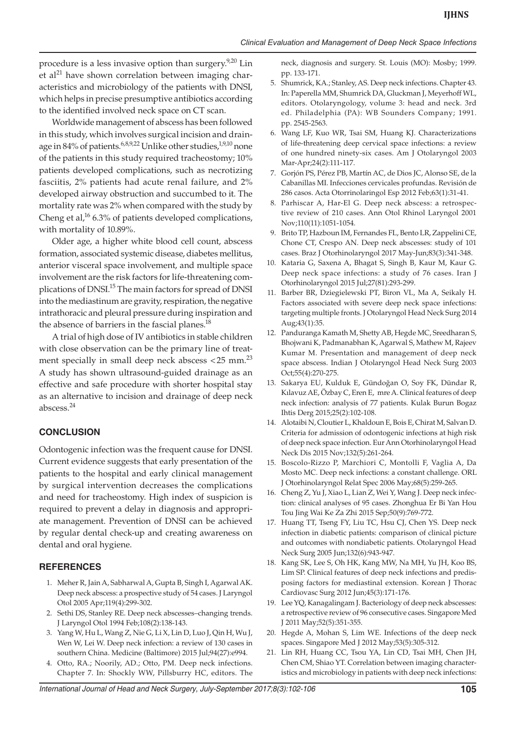procedure is a less invasive option than surgery.[9,20] Lin et al[21] have shown correlation between imaging characteristics and microbiology of the patients with DNSI, which helps in precise presumptive antibiotics according to the identified involved neck space on CT scan.

Worldwide management of abscess has been followed in this study, which involves surgical incision and drainage in 84% of patients.[6,8,9,22] Unlike other studies,[1,9,10] none of the patients in this study required tracheostomy; 10% patients developed complications, such as necrotizing fasciitis, 2% patients had acute renal failure, and 2% developed airway obstruction and succumbed to it. The mortality rate was 2% when compared with the study by Cheng et al,[16] 6.3% of patients developed complications, with mortality of 10.89%.

Older age, a higher white blood cell count, abscess formation, associated systemic disease, diabetes mellitus, anterior visceral space involvement, and multiple space involvement are the risk factors for life-threatening complications of DNSI.[15] The main factors for spread of DNSI into the mediastinum are gravity, respiration, the negative intrathoracic and pleural pressure during inspiration and the absence of barriers in the fascial planes.[18]

A trial of high dose of IV antibiotics in stable children with close observation can be the primary line of treatment specially in small deep neck abscess <25 mm.[23] A study has shown ultrasound-guided drainage as an effective and safe procedure with shorter hospital stay as an alternative to incision and drainage of deep neck abscess.[24]

## CONCLUSION

Odontogenic infection was the frequent cause for DNSI. Current evidence suggests that early presentation of the patients to the hospital and early clinical management by surgical intervention decreases the complications and need for tracheostomy. High index of suspicion is required to prevent a delay in diagnosis and appropriate management. Prevention of DNSI can be achieved by regular dental check-up and creating awareness on dental and oral hygiene.

## REFERENCES

1. Meher R, Jain A, Sabharwal A, Gupta B, Singh I, Agarwal AK. Deep neck abscess: a prospective study of 54 cases. J Laryngol Otol 2005 Apr;119(4):299-302.
2. Sethi DS, Stanley RE. Deep neck abscesses–changing trends. J Laryngol Otol 1994 Feb;108(2):138-143.
3. Yang W, Hu L, Wang Z, Nie G, Li X, Lin D, Luo J, Qin H, Wu J, Wen W, Lei W. Deep neck infection: a review of 130 cases in southern China. Medicine (Baltimore) 2015 Jul;94(27):e994.
4. Otto, RA.; Noorily, AD.; Otto, PM. Deep neck infections. Chapter 7. In: Shockly WW, Pillsburry HC, editors. The neck, diagnosis and surgery. St. Louis (MO): Mosby; 1999. pp. 133-171.
5. Shumrick, KA.; Stanley, AS. Deep neck infections. Chapter 43. In: Paperella MM, Shumrick DA, Gluckman J, Meyerhoff WL, editors. Otolaryngology, volume 3: head and neck. 3rd ed. Philadelphia (PA): WB Sounders Company; 1991. pp. 2545-2563.
6. Wang LF, Kuo WR, Tsai SM, Huang KJ. Characterizations of life-threatening deep cervical space infections: a review of one hundred ninety-six cases. Am J Otolaryngol 2003 Mar-Apr;24(2):111-117.
7. Gorjón PS, Pérez PB, Martín AC, de Dios JC, Alonso SE, de la Cabanillas MI. Infecciones cervicales profundas. Revisión de 286 casos. Acta Otorrinolaringol Esp 2012 Feb;63(1):31-41.
8. Parhiscar A, Har-El G. Deep neck abscess: a retrospective review of 210 cases. Ann Otol Rhinol Laryngol 2001 Nov;110(11):1051-1054.
9. Brito TP, Hazboun IM, Fernandes FL, Bento LR, Zappelini CE, Chone CT, Crespo AN. Deep neck abscesses: study of 101 cases. Braz J Otorhinolaryngol 2017 May-Jun;83(3):341-348.
10. Kataria G, Saxena A, Bhagat S, Singh B, Kaur M, Kaur G. Deep neck space infections: a study of 76 cases. Iran J Otorhinolaryngol 2015 Jul;27(81):293-299.
11. Barber BR, Dziegielewski PT, Biron VL, Ma A, Seikaly H. Factors associated with severe deep neck space infections: targeting multiple fronts. J Otolaryngol Head Neck Surg 2014 Aug;43(1):35.
12. Panduranga Kamath M, Shetty AB, Hegde MC, Sreedharan S, Bhojwani K, Padmanabhan K, Agarwal S, Mathew M, Rajeev Kumar M. Presentation and management of deep neck space abscess. Indian J Otolaryngol Head Neck Surg 2003 Oct;55(4):270-275.
13. Sakarya EU, Kulduk E, Gündoğan O, Soy FK, Dündar R, Kılavuz AE, Özbay C, Eren E, mre A. Clinical features of deep neck infection: analysis of 77 patients. Kulak Burun Bogaz Ihtis Derg 2015;25(2):102-108.
14. Alotaibi N, Cloutier L, Khaldoun E, Bois E, Chirat M, Salvan D. Criteria for admission of odontogenic infections at high risk of deep neck space infection. Eur Ann Otorhinolaryngol Head Neck Dis 2015 Nov;132(5):261-264.
15. Boscolo-Rizzo P, Marchiori C, Montolli F, Vaglia A, Da Mosto MC. Deep neck infections: a constant challenge. ORL J Otorhinolaryngol Relat Spec 2006 May;68(5):259-265.
16. Cheng Z, Yu J, Xiao L, Lian Z, Wei Y, Wang J. Deep neck infection: clinical analyses of 95 cases. Zhonghua Er Bi Yan Hou Tou Jing Wai Ke Za Zhi 2015 Sep;50(9):769-772.
17. Huang TT, Tseng FY, Liu TC, Hsu CJ, Chen YS. Deep neck infection in diabetic patients: comparison of clinical picture and outcomes with nondiabetic patients. Otolaryngol Head Neck Surg 2005 Jun;132(6):943-947.
18. Kang SK, Lee S, Oh HK, Kang MW, Na MH, Yu JH, Koo BS, Lim SP. Clinical features of deep neck infections and predisposing factors for mediastinal extension. Korean J Thorac Cardiovasc Surg 2012 Jun;45(3):171-176.
19. Lee YQ, Kanagalingam J. Bacteriology of deep neck abscesses: a retrospective review of 96 consecutive cases. Singapore Med J 2011 May;52(5):351-355.
20. Hegde A, Mohan S, Lim WE. Infections of the deep neck spaces. Singapore Med J 2012 May;53(5):305-312.
21. Lin RH, Huang CC, Tsou YA, Lin CD, Tsai MH, Chen JH, Chen CM, Shiao YT. Correlation between imaging characteristics and microbiology in patients with deep neck infections: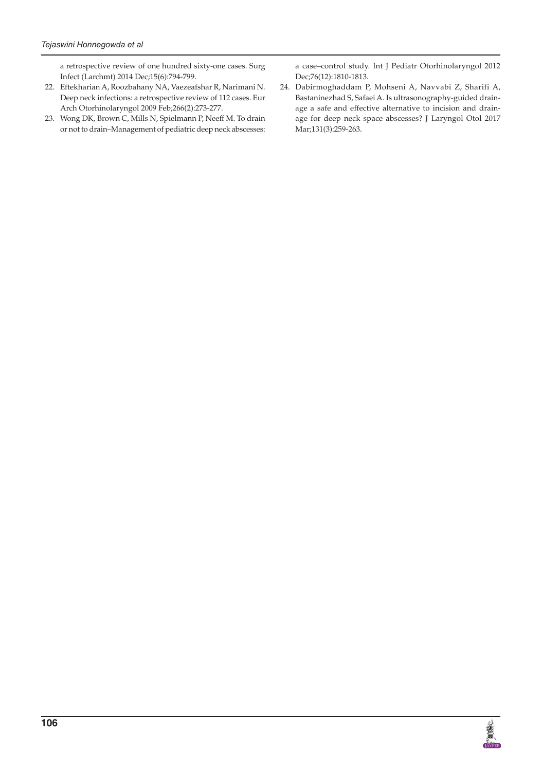a retrospective review of one hundred sixty-one cases. Surg Infect (Larchmt) 2014 Dec;15(6):794-799.

22. Eftekharian A, Roozbahany NA, Vaezeafshar R, Narimani N. Deep neck infections: a retrospective review of 112 cases. Eur Arch Otorhinolaryngol 2009 Feb;266(2):273-277.
23. Wong DK, Brown C, Mills N, Spielmann P, Neeff M. To drain or not to drain–Management of pediatric deep neck abscesses: a case–control study. Int J Pediatr Otorhinolaryngol 2012 Dec;76(12):1810-1813.
24. Dabirmoghaddam P, Mohseni A, Navvabi Z, Sharifi A, Bastaninezhad S, Safaei A. Is ultrasonography-guided drainage a safe and effective alternative to incision and drainage for deep neck space abscesses? J Laryngol Otol 2017 Mar;131(3):259-263.